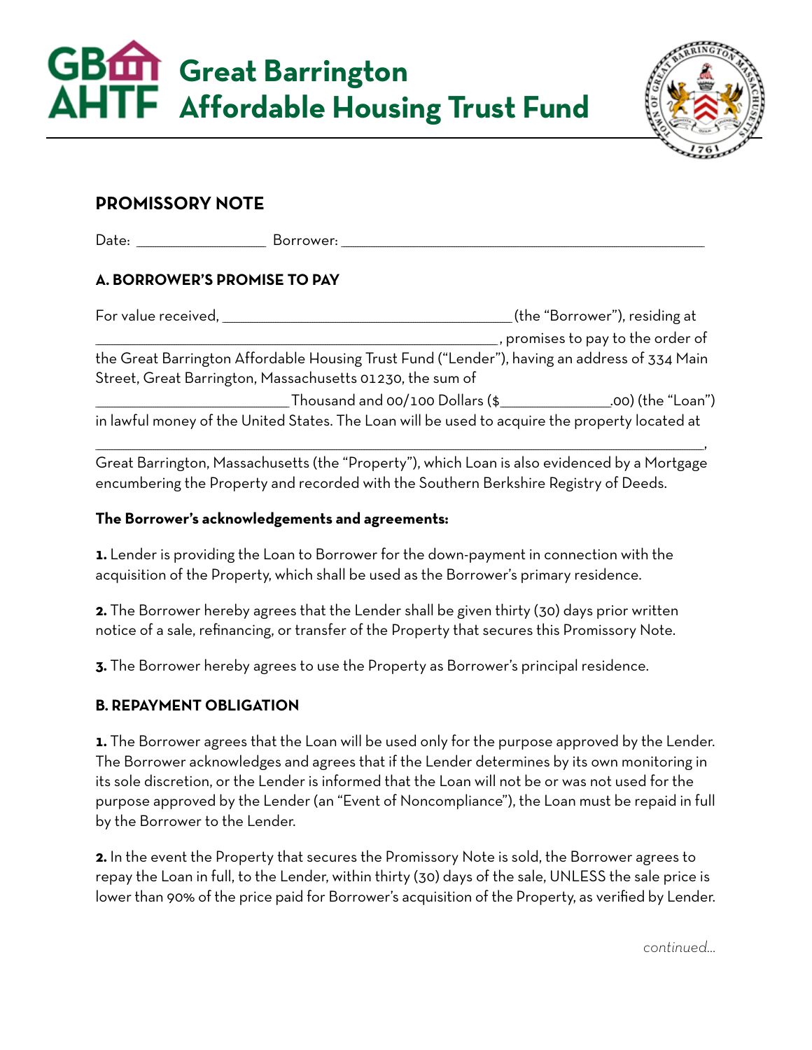# Great Barrington Affordable Housing Trust Fund

## PROMISSORY NOTE

Date: ________________ Borrower: ______________________________________________

### A. BORROWER'S PROMISE TO PAY

For value received, ____________________________________(the "Borrower"), residing at ________________________________________________, promises to pay to the order of the Great Barrington Affordable Housing Trust Fund ("Lender"), having an address of 334 Main Street, Great Barrington, Massachusetts 01230, the sum of _________________________ Thousand and 00/100 Dollars ($______________.00) (the "Loan") in lawful money of the United States. The Loan will be used to acquire the property located at ___________________________________________________________________________, Great Barrington, Massachusetts (the "Property"), which Loan is also evidenced by a Mortgage encumbering the Property and recorded with the Southern Berkshire Registry of Deeds.

**The Borrower's acknowledgements and agreements:**

**1.** Lender is providing the Loan to Borrower for the down-payment in connection with the acquisition of the Property, which shall be used as the Borrower's primary residence.

**2.** The Borrower hereby agrees that the Lender shall be given thirty (30) days prior written notice of a sale, refinancing, or transfer of the Property that secures this Promissory Note.

**3.** The Borrower hereby agrees to use the Property as Borrower's principal residence.

### B. REPAYMENT OBLIGATION

**1.** The Borrower agrees that the Loan will be used only for the purpose approved by the Lender. The Borrower acknowledges and agrees that if the Lender determines by its own monitoring in its sole discretion, or the Lender is informed that the Loan will not be or was not used for the purpose approved by the Lender (an "Event of Noncompliance"), the Loan must be repaid in full by the Borrower to the Lender.

**2.** In the event the Property that secures the Promissory Note is sold, the Borrower agrees to repay the Loan in full, to the Lender, within thirty (30) days of the sale, UNLESS the sale price is lower than 90% of the price paid for Borrower's acquisition of the Property, as verified by Lender.

*continued...*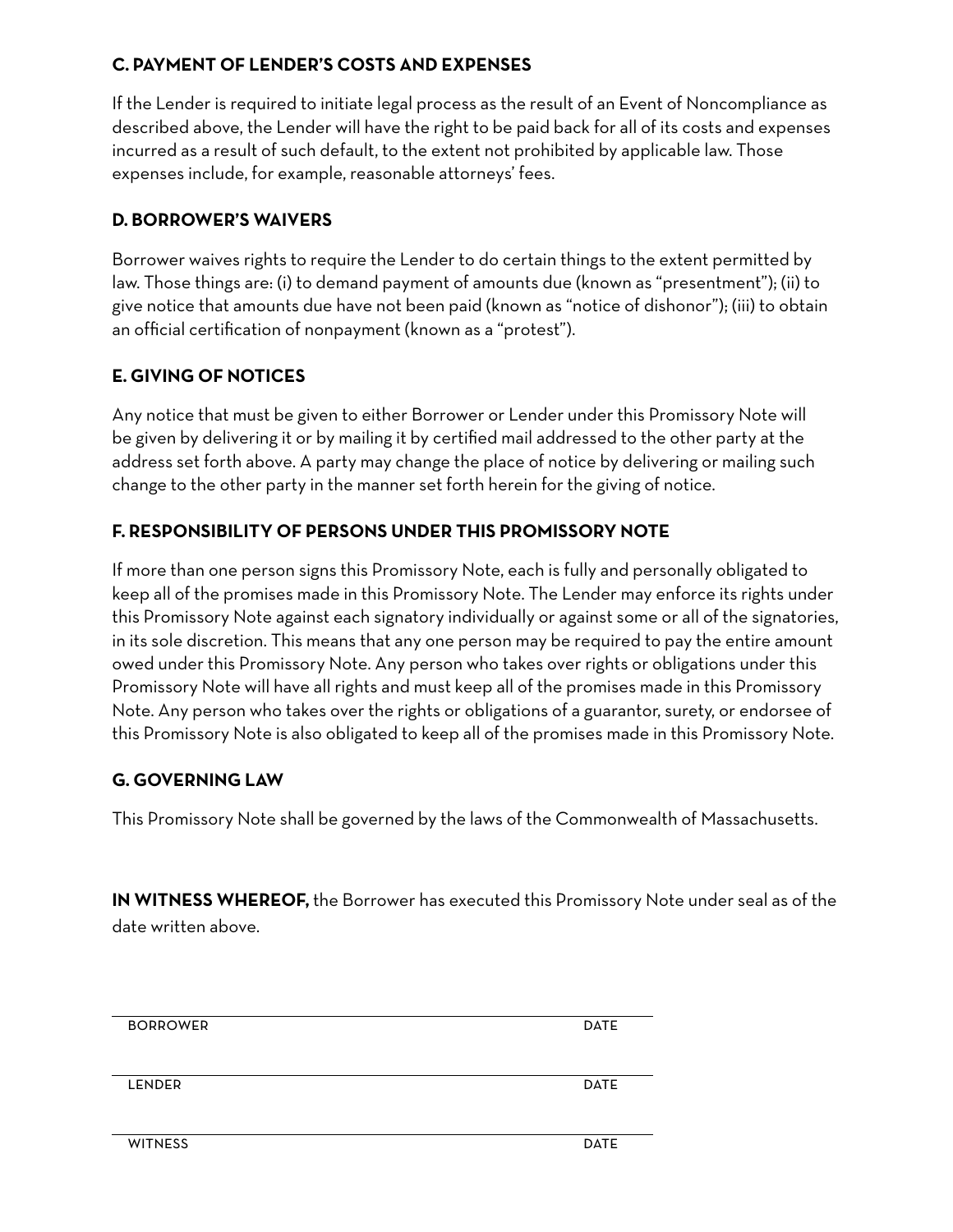## C. PAYMENT OF LENDER'S COSTS AND EXPENSES

If the Lender is required to initiate legal process as the result of an Event of Noncompliance as described above, the Lender will have the right to be paid back for all of its costs and expenses incurred as a result of such default, to the extent not prohibited by applicable law. Those expenses include, for example, reasonable attorneys' fees.

## D. BORROWER'S WAIVERS

Borrower waives rights to require the Lender to do certain things to the extent permitted by law. Those things are: (i) to demand payment of amounts due (known as "presentment"); (ii) to give notice that amounts due have not been paid (known as "notice of dishonor"); (iii) to obtain an official certification of nonpayment (known as a "protest").

## E. GIVING OF NOTICES

Any notice that must be given to either Borrower or Lender under this Promissory Note will be given by delivering it or by mailing it by certified mail addressed to the other party at the address set forth above. A party may change the place of notice by delivering or mailing such change to the other party in the manner set forth herein for the giving of notice.

## F. RESPONSIBILITY OF PERSONS UNDER THIS PROMISSORY NOTE

If more than one person signs this Promissory Note, each is fully and personally obligated to keep all of the promises made in this Promissory Note. The Lender may enforce its rights under this Promissory Note against each signatory individually or against some or all of the signatories, in its sole discretion. This means that any one person may be required to pay the entire amount owed under this Promissory Note. Any person who takes over rights or obligations under this Promissory Note will have all rights and must keep all of the promises made in this Promissory Note. Any person who takes over the rights or obligations of a guarantor, surety, or endorsee of this Promissory Note is also obligated to keep all of the promises made in this Promissory Note.

## G. GOVERNING LAW

This Promissory Note shall be governed by the laws of the Commonwealth of Massachusetts.

**IN WITNESS WHEREOF,** the Borrower has executed this Promissory Note under seal as of the date written above.

BORROWER DATE

LENDER DATE

WITNESS DATE